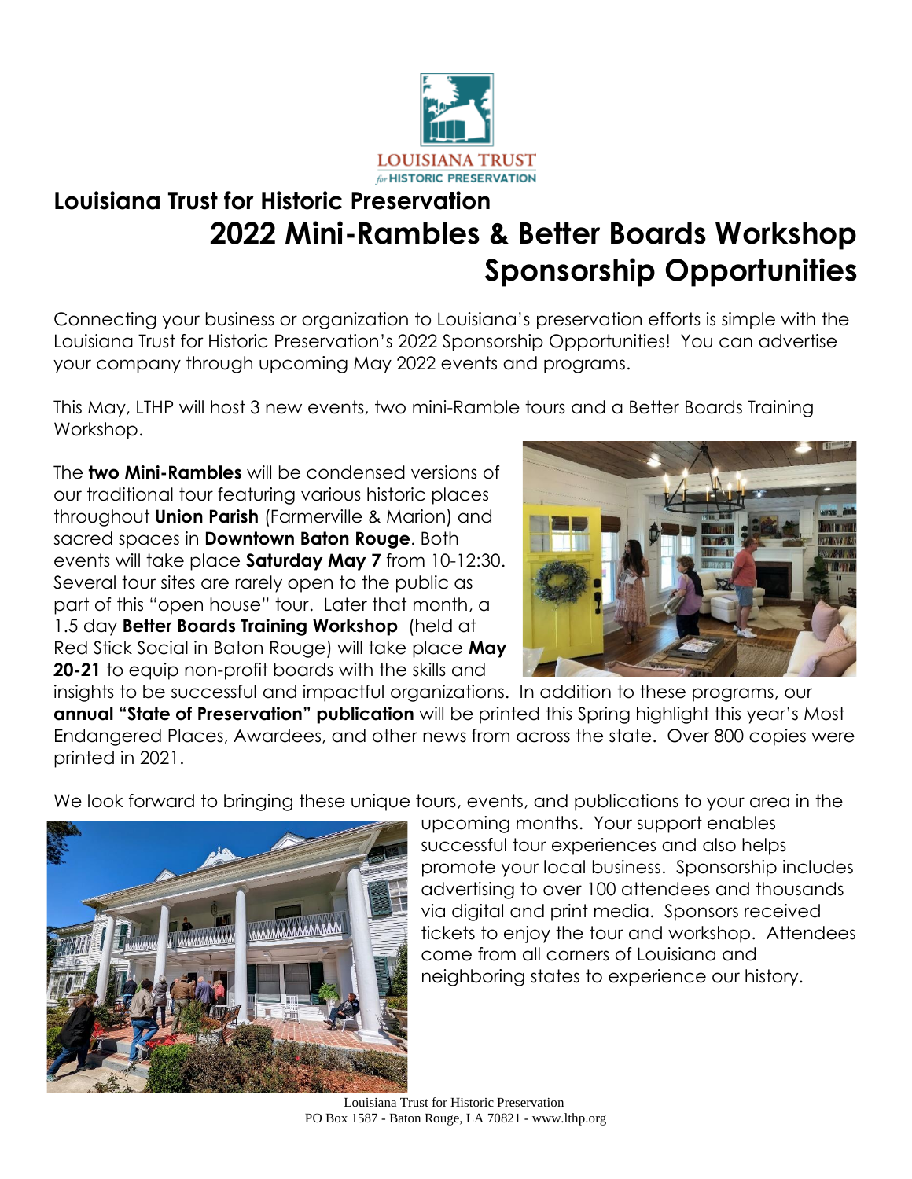LOUISIANA TRUST *for* HISTORIC PRESERVATION

# Louisiana Trust for Historic Preservation

## 2022 Mini-Rambles & Better Boards Workshop Sponsorship Opportunities

Connecting your business or organization to Louisiana's preservation efforts is simple with the Louisiana Trust for Historic Preservation's 2022 Sponsorship Opportunities! You can advertise your company through upcoming May 2022 events and programs.

This May, LTHP will host 3 new events, two mini-Ramble tours and a Better Boards Training Workshop.

The **two Mini-Rambles** will be condensed versions of our traditional tour featuring various historic places throughout **Union Parish** (Farmerville & Marion) and sacred spaces in **Downtown Baton Rouge**. Both events will take place **Saturday May 7** from 10-12:30. Several tour sites are rarely open to the public as part of this "open house" tour. Later that month, a 1.5 day **Better Boards Training Workshop** (held at Red Stick Social in Baton Rouge) will take place **May 20-21** to equip non-profit boards with the skills and insights to be successful and impactful organizations. In addition to these programs, our **annual "State of Preservation" publication** will be printed this Spring highlight this year's Most Endangered Places, Awardees, and other news from across the state. Over 800 copies were printed in 2021.

We look forward to bringing these unique tours, events, and publications to your area in the upcoming months. Your support enables successful tour experiences and also helps promote your local business. Sponsorship includes advertising to over 100 attendees and thousands via digital and print media. Sponsors received tickets to enjoy the tour and workshop. Attendees come from all corners of Louisiana and neighboring states to experience our history.

Louisiana Trust for Historic Preservation
PO Box 1587 - Baton Rouge, LA 70821 - www.lthp.org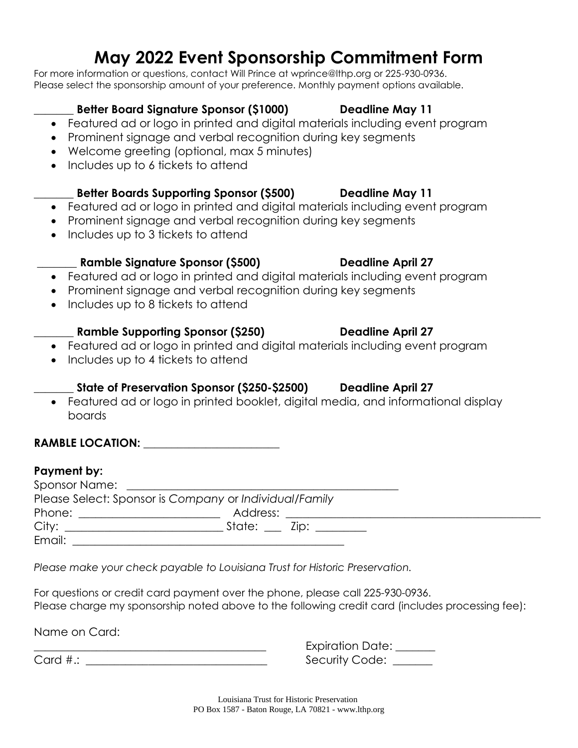# May 2022 Event Sponsorship Commitment Form

For more information or questions, contact Will Prince at wprince@lthp.org or 225-930-0936.
Please select the sponsorship amount of your preference. Monthly payment options available.

_______ **Better Board Signature Sponsor ($1000)** **Deadline May 11**

- Featured ad or logo in printed and digital materials including event program
- Prominent signage and verbal recognition during key segments
- Welcome greeting (optional, max 5 minutes)
- Includes up to 6 tickets to attend

_______ **Better Boards Supporting Sponsor ($500)** **Deadline May 11**

- Featured ad or logo in printed and digital materials including event program
- Prominent signage and verbal recognition during key segments
- Includes up to 3 tickets to attend

_______ **Ramble Signature Sponsor ($500)** **Deadline April 27**

- Featured ad or logo in printed and digital materials including event program
- Prominent signage and verbal recognition during key segments
- Includes up to 8 tickets to attend

_______ **Ramble Supporting Sponsor ($250)** **Deadline April 27**

- Featured ad or logo in printed and digital materials including event program
- Includes up to 4 tickets to attend

_______ **State of Preservation Sponsor ($250-$2500)** **Deadline April 27**

- Featured ad or logo in printed booklet, digital media, and informational display boards

**RAMBLE LOCATION:** ________________________

**Payment by:**

Sponsor Name: ________________________________________________

Please Select: Sponsor is *Company* or *Individual/Family*

Phone: _________________________ Address: _____________________________________________

City: ____________________________ State: ___ Zip: _________

Email: _________________________________________________

*Please make your check payable to Louisiana Trust for Historic Preservation.*

For questions or credit card payment over the phone, please call 225-930-0936.
Please charge my sponsorship noted above to the following credit card (includes processing fee):

Name on Card:

_____________________________________________ Expiration Date: _______

Card #.: ________________________________ Security Code: _______

Louisiana Trust for Historic Preservation
PO Box 1587 - Baton Rouge, LA 70821 - www.lthp.org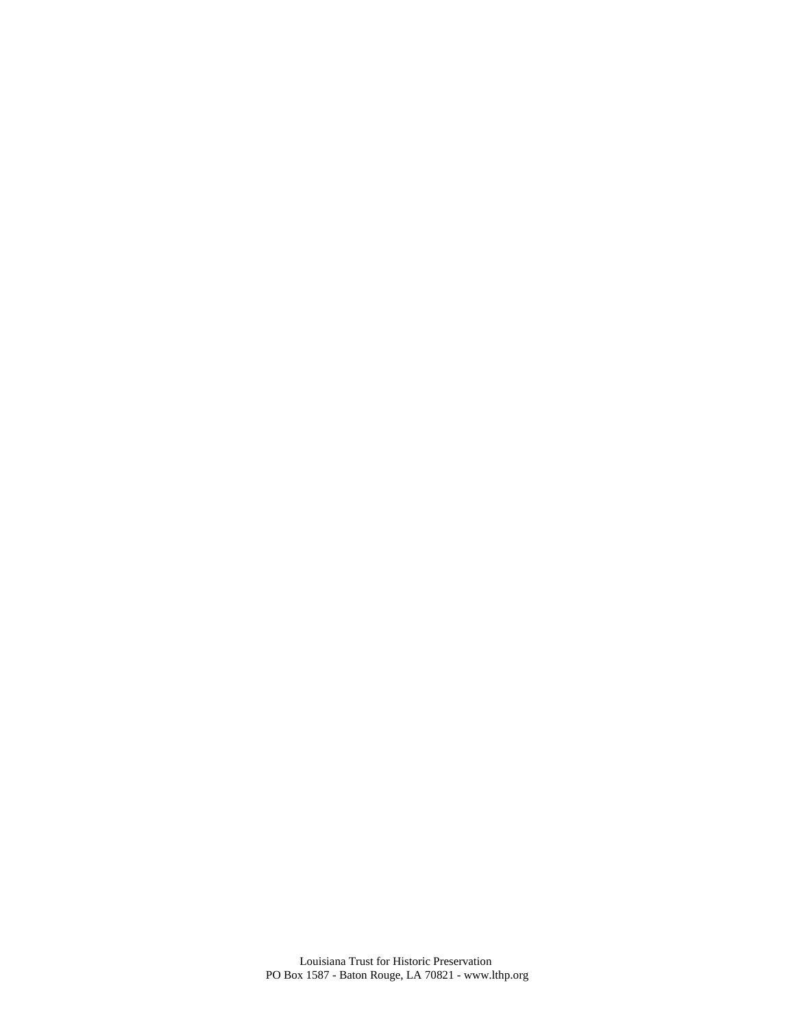Louisiana Trust for Historic Preservation
PO Box 1587 - Baton Rouge, LA 70821 - www.lthp.org